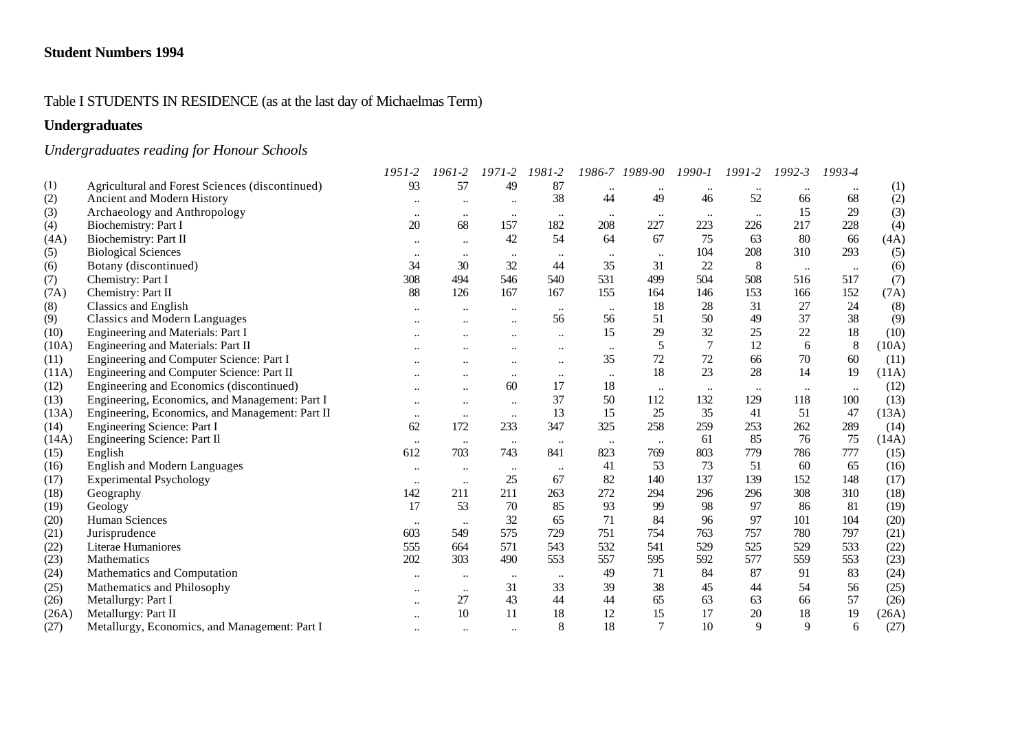**Student Numbers 1994**

Table I STUDENTS IN RESIDENCE (as at the last day of Michaelmas Term)

**Undergraduates**

*Undergraduates reading for Honour Schools*

| | | *1951-2* | *1961-2* | *1971-2* | *1981-2* | *1986-7* | *1989-90* | *1990-1* | *1991-2* | *1992-3* | *1993-4* | |
|---|---|---|---|---|---|---|---|---|---|---|---|---|
| (1) | Agricultural and Forest Sciences (discontinued) | 93 | 57 | 49 | 87 | .. | .. | .. | .. | .. | .. | (1) |
| (2) | Ancient and Modern History | .. | .. | .. | 38 | 44 | 49 | 46 | 52 | 66 | 68 | (2) |
| (3) | Archaeology and Anthropology | .. | .. | .. | .. | .. | .. | .. | .. | 15 | 29 | (3) |
| (4) | Biochemistry: Part I | 20 | 68 | 157 | 182 | 208 | 227 | 223 | 226 | 217 | 228 | (4) |
| (4A) | Biochemistry: Part II | .. | .. | 42 | 54 | 64 | 67 | 75 | 63 | 80 | 66 | (4A) |
| (5) | Biological Sciences | .. | .. | .. | .. | .. | .. | 104 | 208 | 310 | 293 | (5) |
| (6) | Botany (discontinued) | 34 | 30 | 32 | 44 | 35 | 31 | 22 | 8 | .. | .. | (6) |
| (7) | Chemistry: Part I | 308 | 494 | 546 | 540 | 531 | 499 | 504 | 508 | 516 | 517 | (7) |
| (7A) | Chemistry: Part II | 88 | 126 | 167 | 167 | 155 | 164 | 146 | 153 | 166 | 152 | (7A) |
| (8) | Classics and English | .. | .. | .. | .. | .. | 18 | 28 | 31 | 27 | 24 | (8) |
| (9) | Classics and Modern Languages | .. | .. | .. | 56 | 56 | 51 | 50 | 49 | 37 | 38 | (9) |
| (10) | Engineering and Materials: Part I | .. | .. | .. | .. | 15 | 29 | 32 | 25 | 22 | 18 | (10) |
| (10A) | Engineering and Materials: Part II | .. | .. | .. | .. | .. | 5 | 7 | 12 | 6 | 8 | (10A) |
| (11) | Engineering and Computer Science: Part I | .. | .. | .. | .. | 35 | 72 | 72 | 66 | 70 | 60 | (11) |
| (11A) | Engineering and Computer Science: Part II | .. | .. | .. | .. | .. | 18 | 23 | 28 | 14 | 19 | (11A) |
| (12) | Engineering and Economics (discontinued) | .. | .. | 60 | 17 | 18 | .. | .. | .. | .. | .. | (12) |
| (13) | Engineering, Economics, and Management: Part I | .. | .. | .. | 37 | 50 | 112 | 132 | 129 | 118 | 100 | (13) |
| (13A) | Engineering, Economics, and Management: Part II | .. | .. | .. | 13 | 15 | 25 | 35 | 41 | 51 | 47 | (13A) |
| (14) | Engineering Science: Part I | 62 | 172 | 233 | 347 | 325 | 258 | 259 | 253 | 262 | 289 | (14) |
| (14A) | Engineering Science: Part II | .. | .. | .. | .. | .. | .. | 61 | 85 | 76 | 75 | (14A) |
| (15) | English | 612 | 703 | 743 | 841 | 823 | 769 | 803 | 779 | 786 | 777 | (15) |
| (16) | English and Modern Languages | .. | .. | .. | .. | 41 | 53 | 73 | 51 | 60 | 65 | (16) |
| (17) | Experimental Psychology | .. | .. | 25 | 67 | 82 | 140 | 137 | 139 | 152 | 148 | (17) |
| (18) | Geography | 142 | 211 | 211 | 263 | 272 | 294 | 296 | 296 | 308 | 310 | (18) |
| (19) | Geology | 17 | 53 | 70 | 85 | 93 | 99 | 98 | 97 | 86 | 81 | (19) |
| (20) | Human Sciences | .. | .. | 32 | 65 | 71 | 84 | 96 | 97 | 101 | 104 | (20) |
| (21) | Jurisprudence | 603 | 549 | 575 | 729 | 751 | 754 | 763 | 757 | 780 | 797 | (21) |
| (22) | Literae Humaniores | 555 | 664 | 571 | 543 | 532 | 541 | 529 | 525 | 529 | 533 | (22) |
| (23) | Mathematics | 202 | 303 | 490 | 553 | 557 | 595 | 592 | 577 | 559 | 553 | (23) |
| (24) | Mathematics and Computation | .. | .. | .. | .. | 49 | 71 | 84 | 87 | 91 | 83 | (24) |
| (25) | Mathematics and Philosophy | .. | .. | 31 | 33 | 39 | 38 | 45 | 44 | 54 | 56 | (25) |
| (26) | Metallurgy: Part I | .. | 27 | 43 | 44 | 44 | 65 | 63 | 63 | 66 | 57 | (26) |
| (26A) | Metallurgy: Part II | .. | 10 | 11 | 18 | 12 | 15 | 17 | 20 | 18 | 19 | (26A) |
| (27) | Metallurgy, Economics, and Management: Part I | .. | .. | .. | 8 | 18 | 7 | 10 | 9 | 9 | 6 | (27) |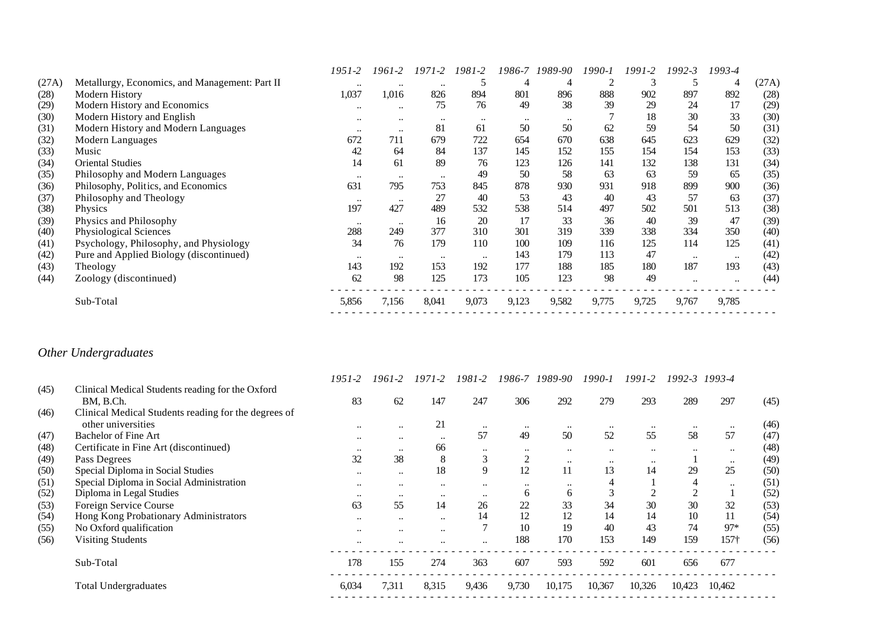| | | 1951-2 | 1961-2 | 1971-2 | 1981-2 | 1986-7 | 1989-90 | 1990-1 | 1991-2 | 1992-3 | 1993-4 | |
|---|---|---|---|---|---|---|---|---|---|---|---|---|
| (27A) | Metallurgy, Economics, and Management: Part II | .. | .. | .. | 5 | 4 | 4 | 2 | 3 | 5 | 4 | (27A) |
| (28) | Modern History | 1,037 | 1,016 | 826 | 894 | 801 | 896 | 888 | 902 | 897 | 892 | (28) |
| (29) | Modern History and Economics | .. | .. | 75 | 76 | 49 | 38 | 39 | 29 | 24 | 17 | (29) |
| (30) | Modern History and English | .. | .. | .. | .. | .. | .. | 7 | 18 | 30 | 33 | (30) |
| (31) | Modern History and Modern Languages | .. | .. | 81 | 61 | 50 | 50 | 62 | 59 | 54 | 50 | (31) |
| (32) | Modern Languages | 672 | 711 | 679 | 722 | 654 | 670 | 638 | 645 | 623 | 629 | (32) |
| (33) | Music | 42 | 64 | 84 | 137 | 145 | 152 | 155 | 154 | 154 | 153 | (33) |
| (34) | Oriental Studies | 14 | 61 | 89 | 76 | 123 | 126 | 141 | 132 | 138 | 131 | (34) |
| (35) | Philosophy and Modern Languages | .. | .. | .. | 49 | 50 | 58 | 63 | 63 | 59 | 65 | (35) |
| (36) | Philosophy, Politics, and Economics | 631 | 795 | 753 | 845 | 878 | 930 | 931 | 918 | 899 | 900 | (36) |
| (37) | Philosophy and Theology | .. | .. | 27 | 40 | 53 | 43 | 40 | 43 | 57 | 63 | (37) |
| (38) | Physics | 197 | 427 | 489 | 532 | 538 | 514 | 497 | 502 | 501 | 513 | (38) |
| (39) | Physics and Philosophy | .. | .. | 16 | 20 | 17 | 33 | 36 | 40 | 39 | 47 | (39) |
| (40) | Physiological Sciences | 288 | 249 | 377 | 310 | 301 | 319 | 339 | 338 | 334 | 350 | (40) |
| (41) | Psychology, Philosophy, and Physiology | 34 | 76 | 179 | 110 | 100 | 109 | 116 | 125 | 114 | 125 | (41) |
| (42) | Pure and Applied Biology (discontinued) | .. | .. | .. | .. | 143 | 179 | 113 | 47 | .. | .. | (42) |
| (43) | Theology | 143 | 192 | 153 | 192 | 177 | 188 | 185 | 180 | 187 | 193 | (43) |
| (44) | Zoology (discontinued) | 62 | 98 | 125 | 173 | 105 | 123 | 98 | 49 | .. | .. | (44) |
| | Sub-Total | 5,856 | 7,156 | 8,041 | 9,073 | 9,123 | 9,582 | 9,775 | 9,725 | 9,767 | 9,785 | |

## *Other Undergraduates*

| | | 1951-2 | 1961-2 | 1971-2 | 1981-2 | 1986-7 | 1989-90 | 1990-1 | 1991-2 | 1992-3 | 1993-4 | |
|---|---|---|---|---|---|---|---|---|---|---|---|---|
| (45) | Clinical Medical Students reading for the Oxford BM, B.Ch. | 83 | 62 | 147 | 247 | 306 | 292 | 279 | 293 | 289 | 297 | (45) |
| (46) | Clinical Medical Students reading for the degrees of other universities | .. | .. | 21 | .. | .. | .. | .. | .. | .. | .. | (46) |
| (47) | Bachelor of Fine Art | .. | .. | .. | 57 | 49 | 50 | 52 | 55 | 58 | 57 | (47) |
| (48) | Certificate in Fine Art (discontinued) | .. | .. | 66 | .. | .. | .. | .. | .. | .. | .. | (48) |
| (49) | Pass Degrees | 32 | 38 | 8 | 3 | 2 | .. | .. | .. | 1 | .. | (49) |
| (50) | Special Diploma in Social Studies | .. | .. | 18 | 9 | 12 | 11 | 13 | 14 | 29 | 25 | (50) |
| (51) | Special Diploma in Social Administration | .. | .. | .. | .. | .. | .. | 4 | 1 | 4 | .. | (51) |
| (52) | Diploma in Legal Studies | .. | .. | .. | .. | 6 | 6 | 3 | 2 | 2 | 1 | (52) |
| (53) | Foreign Service Course | 63 | 55 | 14 | 26 | 22 | 33 | 34 | 30 | 30 | 32 | (53) |
| (54) | Hong Kong Probationary Administrators | .. | .. | .. | 14 | 12 | 12 | 14 | 14 | 10 | 11 | (54) |
| (55) | No Oxford qualification | .. | .. | .. | 7 | 10 | 19 | 40 | 43 | 74 | 97* | (55) |
| (56) | Visiting Students | .. | .. | .. | .. | 188 | 170 | 153 | 149 | 159 | 157† | (56) |
| | Sub-Total | 178 | 155 | 274 | 363 | 607 | 593 | 592 | 601 | 656 | 677 | |
| | Total Undergraduates | 6,034 | 7,311 | 8,315 | 9,436 | 9,730 | 10,175 | 10,367 | 10,326 | 10,423 | 10,462 | |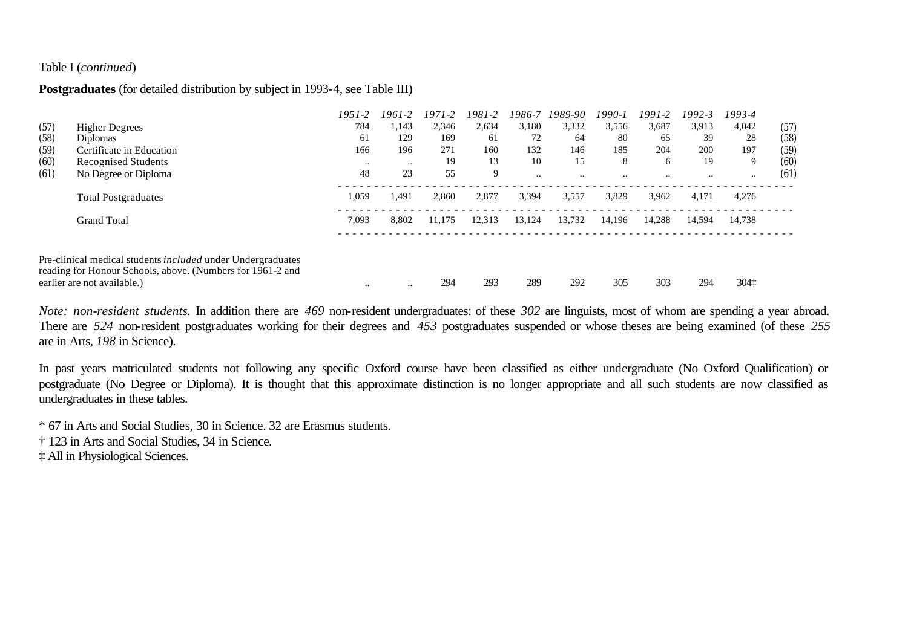Table I (*continued*)

**Postgraduates** (for detailed distribution by subject in 1993-4, see Table III)

| | | *1951-2* | *1961-2* | *1971-2* | *1981-2* | *1986-7* | *1989-90* | *1990-1* | *1991-2* | *1992-3* | *1993-4* | |
|---|---|---|---|---|---|---|---|---|---|---|---|---|
| (57) | Higher Degrees | 784 | 1,143 | 2,346 | 2,634 | 3,180 | 3,332 | 3,556 | 3,687 | 3,913 | 4,042 | (57) |
| (58) | Diplomas | 61 | 129 | 169 | 61 | 72 | 64 | 80 | 65 | 39 | 28 | (58) |
| (59) | Certificate in Education | 166 | 196 | 271 | 160 | 132 | 146 | 185 | 204 | 200 | 197 | (59) |
| (60) | Recognised Students | .. | .. | 19 | 13 | 10 | 15 | 8 | 6 | 19 | 9 | (60) |
| (61) | No Degree or Diploma | 48 | 23 | 55 | 9 | .. | .. | .. | .. | .. | .. | (61) |
| | Total Postgraduates | 1,059 | 1,491 | 2,860 | 2,877 | 3,394 | 3,557 | 3,829 | 3,962 | 4,171 | 4,276 | |
| | Grand Total | 7,093 | 8,802 | 11,175 | 12,313 | 13,124 | 13,732 | 14,196 | 14,288 | 14,594 | 14,738 | |
| | Pre-clinical medical students *included* under Undergraduates reading for Honour Schools, above. (Numbers for 1961-2 and earlier are not available.) | .. | .. | 294 | 293 | 289 | 292 | 305 | 303 | 294 | 304‡ | |

*Note: non-resident students.* In addition there are *469* non-resident undergraduates: of these *302* are linguists, most of whom are spending a year abroad. There are *524* non-resident postgraduates working for their degrees and *453* postgraduates suspended or whose theses are being examined (of these *255* are in Arts, *198* in Science).

In past years matriculated students not following any specific Oxford course have been classified as either undergraduate (No Oxford Qualification) or postgraduate (No Degree or Diploma). It is thought that this approximate distinction is no longer appropriate and all such students are now classified as undergraduates in these tables.

* 67 in Arts and Social Studies, 30 in Science. 32 are Erasmus students.

† 123 in Arts and Social Studies, 34 in Science.

‡ All in Physiological Sciences.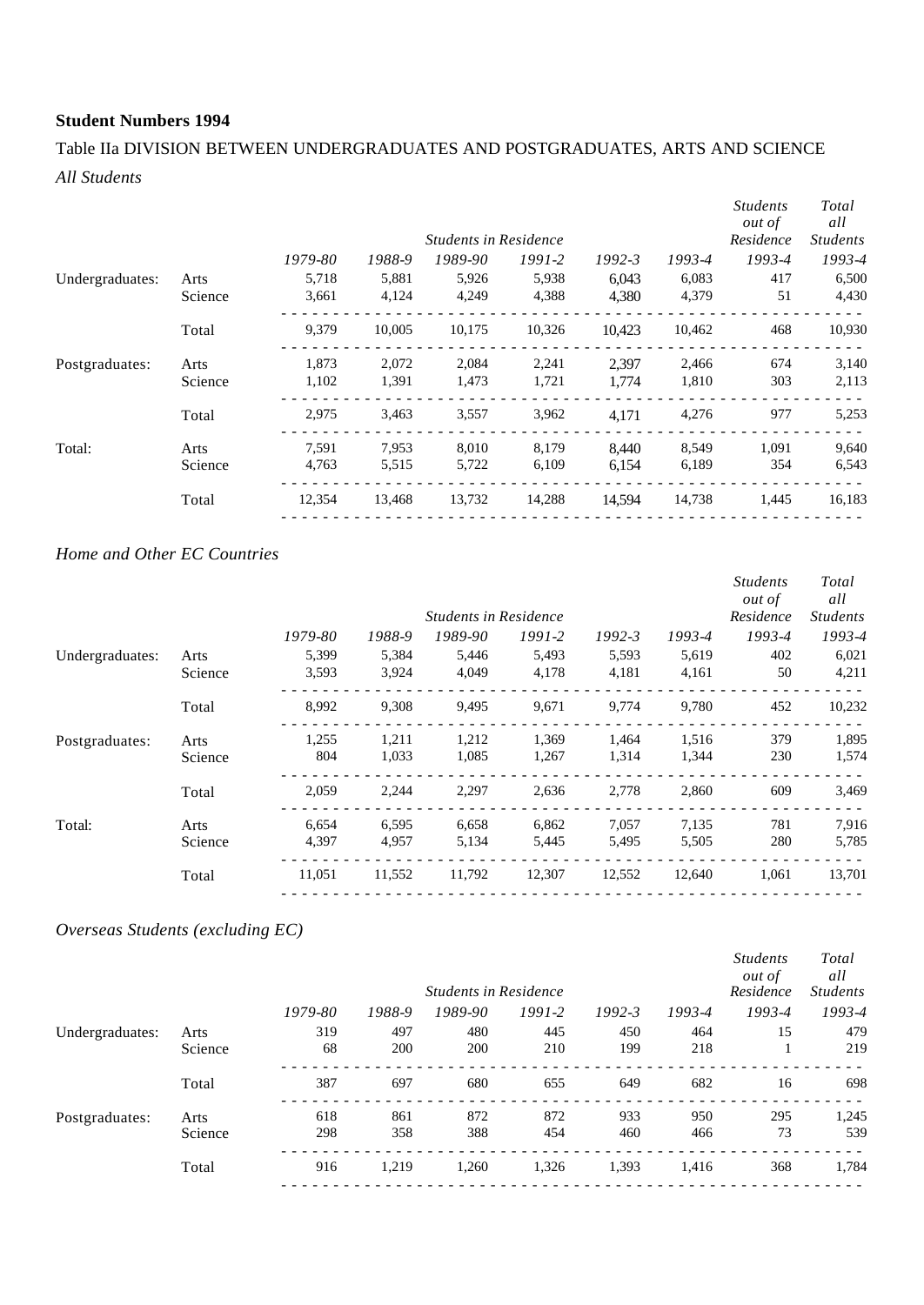**Student Numbers 1994**

Table IIa DIVISION BETWEEN UNDERGRADUATES AND POSTGRADUATES, ARTS AND SCIENCE

*All Students*

| | | *Students in Residence* | | | | | | *Students out of Residence* | *Total all Students* |
|---|---|---|---|---|---|---|---|---|---|
| | | *1979-80* | *1988-9* | *1989-90* | *1991-2* | *1992-3* | *1993-4* | *1993-4* | *1993-4* |
| Undergraduates: | Arts | 5,718 | 5,881 | 5,926 | 5,938 | 6,043 | 6,083 | 417 | 6,500 |
| | Science | 3,661 | 4,124 | 4,249 | 4,388 | 4,380 | 4,379 | 51 | 4,430 |
| | Total | 9,379 | 10,005 | 10,175 | 10,326 | 10,423 | 10,462 | 468 | 10,930 |
| Postgraduates: | Arts | 1,873 | 2,072 | 2,084 | 2,241 | 2,397 | 2,466 | 674 | 3,140 |
| | Science | 1,102 | 1,391 | 1,473 | 1,721 | 1,774 | 1,810 | 303 | 2,113 |
| | Total | 2,975 | 3,463 | 3,557 | 3,962 | 4,171 | 4,276 | 977 | 5,253 |
| Total: | Arts | 7,591 | 7,953 | 8,010 | 8,179 | 8,440 | 8,549 | 1,091 | 9,640 |
| | Science | 4,763 | 5,515 | 5,722 | 6,109 | 6,154 | 6,189 | 354 | 6,543 |
| | Total | 12,354 | 13,468 | 13,732 | 14,288 | 14,594 | 14,738 | 1,445 | 16,183 |

*Home and Other EC Countries*

| | | *Students in Residence* | | | | | | *Students out of Residence* | *Total all Students* |
|---|---|---|---|---|---|---|---|---|---|
| | | *1979-80* | *1988-9* | *1989-90* | *1991-2* | *1992-3* | *1993-4* | *1993-4* | *1993-4* |
| Undergraduates: | Arts | 5,399 | 5,384 | 5,446 | 5,493 | 5,593 | 5,619 | 402 | 6,021 |
| | Science | 3,593 | 3,924 | 4,049 | 4,178 | 4,181 | 4,161 | 50 | 4,211 |
| | Total | 8,992 | 9,308 | 9,495 | 9,671 | 9,774 | 9,780 | 452 | 10,232 |
| Postgraduates: | Arts | 1,255 | 1,211 | 1,212 | 1,369 | 1,464 | 1,516 | 379 | 1,895 |
| | Science | 804 | 1,033 | 1,085 | 1,267 | 1,314 | 1,344 | 230 | 1,574 |
| | Total | 2,059 | 2,244 | 2,297 | 2,636 | 2,778 | 2,860 | 609 | 3,469 |
| Total: | Arts | 6,654 | 6,595 | 6,658 | 6,862 | 7,057 | 7,135 | 781 | 7,916 |
| | Science | 4,397 | 4,957 | 5,134 | 5,445 | 5,495 | 5,505 | 280 | 5,785 |
| | Total | 11,051 | 11,552 | 11,792 | 12,307 | 12,552 | 12,640 | 1,061 | 13,701 |

*Overseas Students (excluding EC)*

| | | *Students in Residence* | | | | | | *Students out of Residence* | *Total all Students* |
|---|---|---|---|---|---|---|---|---|---|
| | | *1979-80* | *1988-9* | *1989-90* | *1991-2* | *1992-3* | *1993-4* | *1993-4* | *1993-4* |
| Undergraduates: | Arts | 319 | 497 | 480 | 445 | 450 | 464 | 15 | 479 |
| | Science | 68 | 200 | 200 | 210 | 199 | 218 | 1 | 219 |
| | Total | 387 | 697 | 680 | 655 | 649 | 682 | 16 | 698 |
| Postgraduates: | Arts | 618 | 861 | 872 | 872 | 933 | 950 | 295 | 1,245 |
| | Science | 298 | 358 | 388 | 454 | 460 | 466 | 73 | 539 |
| | Total | 916 | 1,219 | 1,260 | 1,326 | 1,393 | 1,416 | 368 | 1,784 |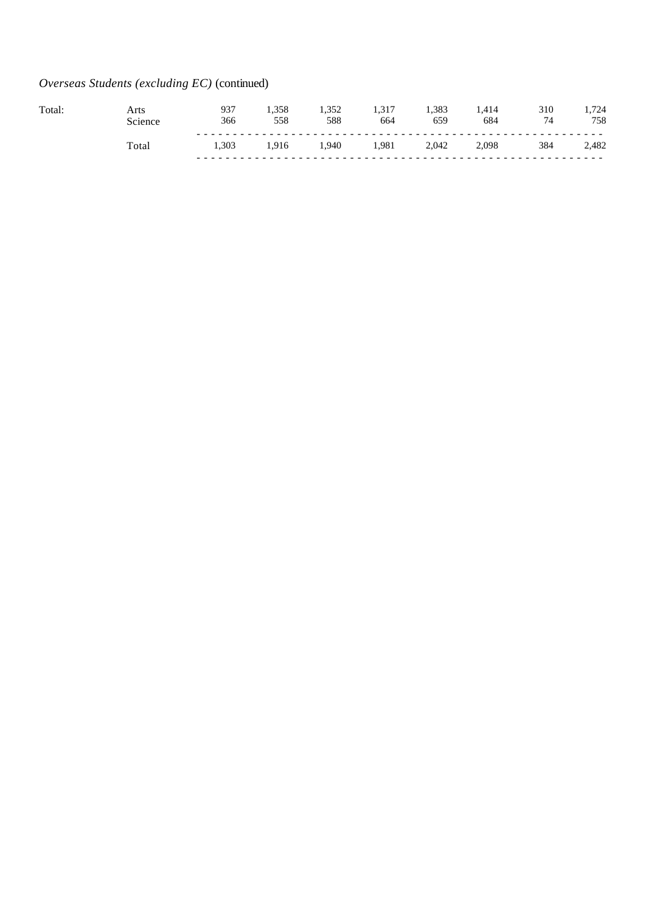*Overseas Students (excluding EC)* (continued)

| | | | | | | | | | |
|---|---|---|---|---|---|---|---|---|---|
| Total: | Arts | 937 | 1,358 | 1,352 | 1,317 | 1,383 | 1,414 | 310 | 1,724 |
| | Science | 366 | 558 | 588 | 664 | 659 | 684 | 74 | 758 |
| | Total | 1,303 | 1,916 | 1,940 | 1,981 | 2,042 | 2,098 | 384 | 2,482 |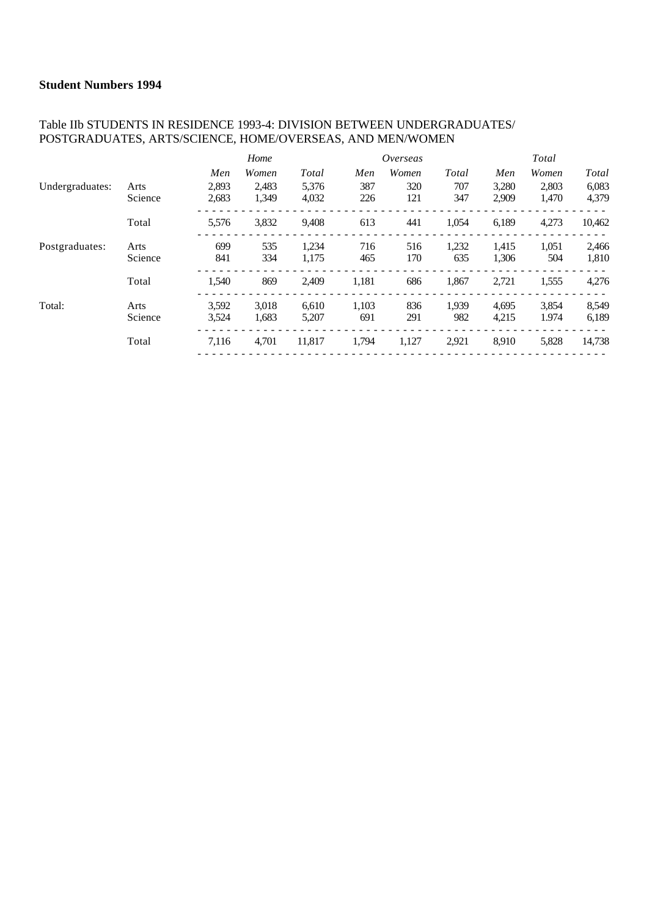**Student Numbers 1994**

Table IIb STUDENTS IN RESIDENCE 1993-4: DIVISION BETWEEN UNDERGRADUATES/ POSTGRADUATES, ARTS/SCIENCE, HOME/OVERSEAS, AND MEN/WOMEN

| | | *Home* | | | *Overseas* | | | *Total* | | |
|---|---|---|---|---|---|---|---|---|---|---|
| | | *Men* | *Women* | *Total* | *Men* | *Women* | *Total* | *Men* | *Women* | *Total* |
| Undergraduates: | Arts | 2,893 | 2,483 | 5,376 | 387 | 320 | 707 | 3,280 | 2,803 | 6,083 |
| | Science | 2,683 | 1,349 | 4,032 | 226 | 121 | 347 | 2,909 | 1,470 | 4,379 |
| | Total | 5,576 | 3,832 | 9,408 | 613 | 441 | 1,054 | 6,189 | 4,273 | 10,462 |
| Postgraduates: | Arts | 699 | 535 | 1,234 | 716 | 516 | 1,232 | 1,415 | 1,051 | 2,466 |
| | Science | 841 | 334 | 1,175 | 465 | 170 | 635 | 1,306 | 504 | 1,810 |
| | Total | 1,540 | 869 | 2,409 | 1,181 | 686 | 1,867 | 2,721 | 1,555 | 4,276 |
| Total: | Arts | 3,592 | 3,018 | 6,610 | 1,103 | 836 | 1,939 | 4,695 | 3,854 | 8,549 |
| | Science | 3,524 | 1,683 | 5,207 | 691 | 291 | 982 | 4,215 | 1.974 | 6,189 |
| | Total | 7,116 | 4,701 | 11,817 | 1,794 | 1,127 | 2,921 | 8,910 | 5,828 | 14,738 |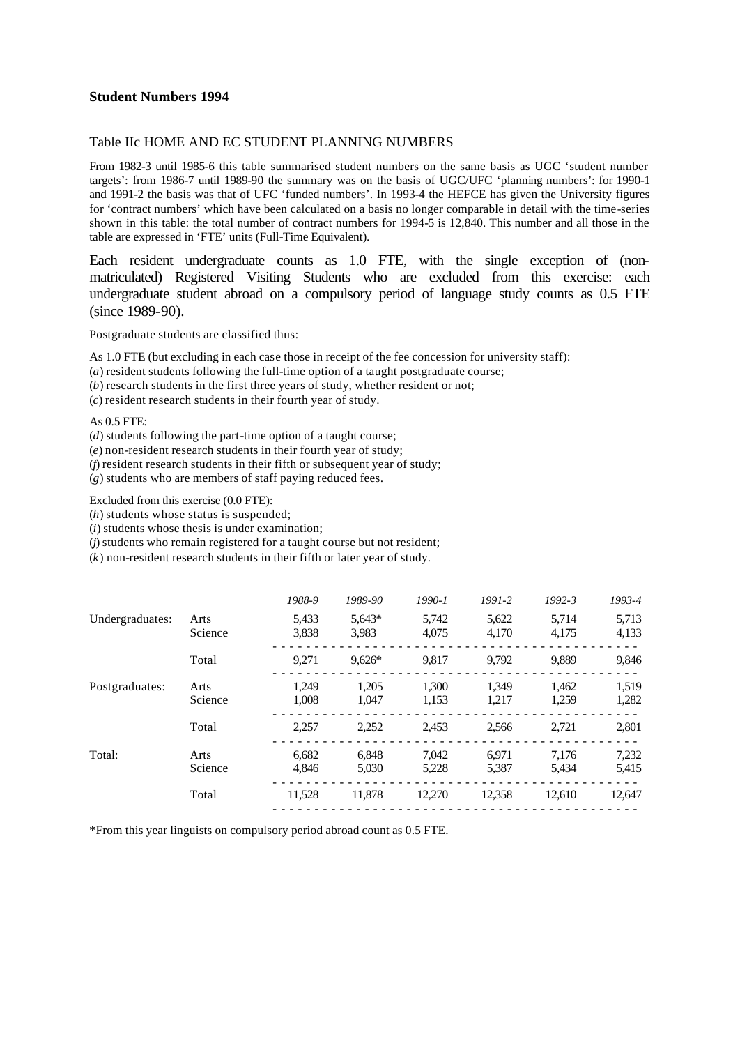**Student Numbers 1994**

Table IIc HOME AND EC STUDENT PLANNING NUMBERS

From 1982-3 until 1985-6 this table summarised student numbers on the same basis as UGC 'student number targets': from 1986-7 until 1989-90 the summary was on the basis of UGC/UFC 'planning numbers': for 1990-1 and 1991-2 the basis was that of UFC 'funded numbers'. In 1993-4 the HEFCE has given the University figures for 'contract numbers' which have been calculated on a basis no longer comparable in detail with the time-series shown in this table: the total number of contract numbers for 1994-5 is 12,840. This number and all those in the table are expressed in 'FTE' units (Full-Time Equivalent).

Each resident undergraduate counts as 1.0 FTE, with the single exception of (non-matriculated) Registered Visiting Students who are excluded from this exercise: each undergraduate student abroad on a compulsory period of language study counts as 0.5 FTE (since 1989-90).

Postgraduate students are classified thus:

As 1.0 FTE (but excluding in each case those in receipt of the fee concession for university staff):
(*a*) resident students following the full-time option of a taught postgraduate course;
(*b*) research students in the first three years of study, whether resident or not;
(*c*) resident research students in their fourth year of study.

As 0.5 FTE:
(*d*) students following the part-time option of a taught course;
(*e*) non-resident research students in their fourth year of study;
(*f*) resident research students in their fifth or subsequent year of study;
(*g*) students who are members of staff paying reduced fees.

Excluded from this exercise (0.0 FTE):
(*h*) students whose status is suspended;
(*i*) students whose thesis is under examination;
(*j*) students who remain registered for a taught course but not resident;
(*k*) non-resident research students in their fifth or later year of study.

| | | *1988-9* | *1989-90* | *1990-1* | *1991-2* | *1992-3* | *1993-4* |
|---|---|---|---|---|---|---|---|
| Undergraduates: | Arts | 5,433 | 5,643* | 5,742 | 5,622 | 5,714 | 5,713 |
| | Science | 3,838 | 3,983 | 4,075 | 4,170 | 4,175 | 4,133 |
| | Total | 9,271 | 9,626* | 9,817 | 9,792 | 9,889 | 9,846 |
| Postgraduates: | Arts | 1,249 | 1,205 | 1,300 | 1,349 | 1,462 | 1,519 |
| | Science | 1,008 | 1,047 | 1,153 | 1,217 | 1,259 | 1,282 |
| | Total | 2,257 | 2,252 | 2,453 | 2,566 | 2,721 | 2,801 |
| Total: | Arts | 6,682 | 6,848 | 7,042 | 6,971 | 7,176 | 7,232 |
| | Science | 4,846 | 5,030 | 5,228 | 5,387 | 5,434 | 5,415 |
| | Total | 11,528 | 11,878 | 12,270 | 12,358 | 12,610 | 12,647 |

*From this year linguists on compulsory period abroad count as 0.5 FTE.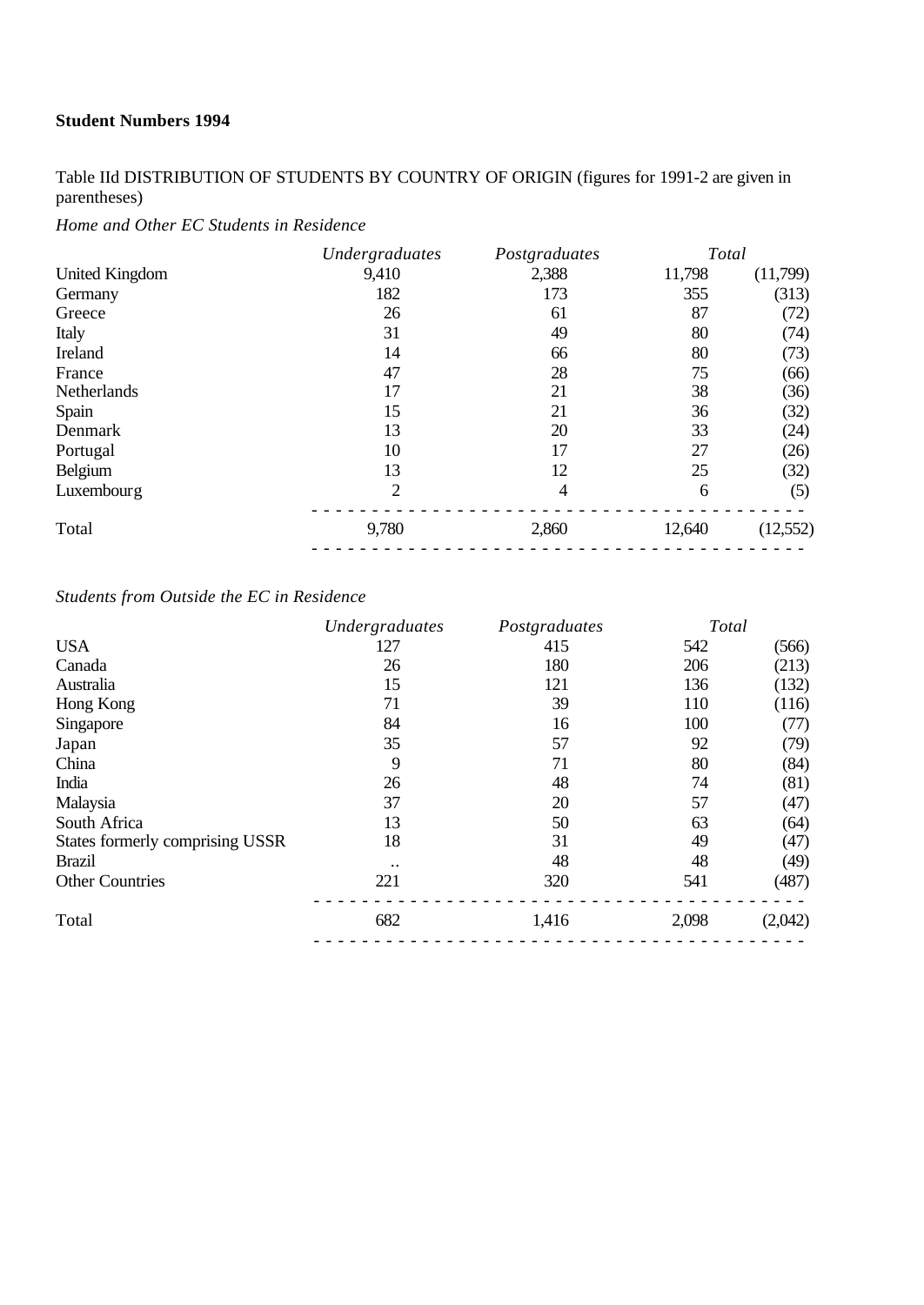**Student Numbers 1994**

Table IId DISTRIBUTION OF STUDENTS BY COUNTRY OF ORIGIN (figures for 1991-2 are given in parentheses)

*Home and Other EC Students in Residence*

| | *Undergraduates* | *Postgraduates* | *Total* | |
|---|---|---|---|---|
| United Kingdom | 9,410 | 2,388 | 11,798 | (11,799) |
| Germany | 182 | 173 | 355 | (313) |
| Greece | 26 | 61 | 87 | (72) |
| Italy | 31 | 49 | 80 | (74) |
| Ireland | 14 | 66 | 80 | (73) |
| France | 47 | 28 | 75 | (66) |
| Netherlands | 17 | 21 | 38 | (36) |
| Spain | 15 | 21 | 36 | (32) |
| Denmark | 13 | 20 | 33 | (24) |
| Portugal | 10 | 17 | 27 | (26) |
| Belgium | 13 | 12 | 25 | (32) |
| Luxembourg | 2 | 4 | 6 | (5) |
| Total | 9,780 | 2,860 | 12,640 | (12,552) |

*Students from Outside the EC in Residence*

| | *Undergraduates* | *Postgraduates* | *Total* | |
|---|---|---|---|---|
| USA | 127 | 415 | 542 | (566) |
| Canada | 26 | 180 | 206 | (213) |
| Australia | 15 | 121 | 136 | (132) |
| Hong Kong | 71 | 39 | 110 | (116) |
| Singapore | 84 | 16 | 100 | (77) |
| Japan | 35 | 57 | 92 | (79) |
| China | 9 | 71 | 80 | (84) |
| India | 26 | 48 | 74 | (81) |
| Malaysia | 37 | 20 | 57 | (47) |
| South Africa | 13 | 50 | 63 | (64) |
| States formerly comprising USSR | 18 | 31 | 49 | (47) |
| Brazil | .. | 48 | 48 | (49) |
| Other Countries | 221 | 320 | 541 | (487) |
| Total | 682 | 1,416 | 2,098 | (2,042) |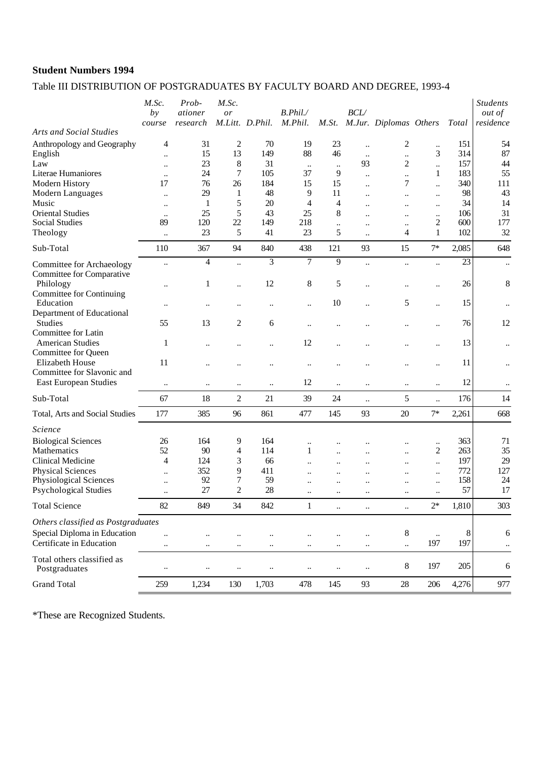**Student Numbers 1994**

Table III DISTRIBUTION OF POSTGRADUATES BY FACULTY BOARD AND DEGREE, 1993-4

| | *M.Sc. by course* | *Prob-ationer research* | *M.Sc. or M.Litt.* | *D.Phil.* | *B.Phil./ M.Phil.* | *M.St.* | *BCL/ M.Jur.* | *Diplomas* | *Others* | *Total* | *Students out of residence* |
|---|---|---|---|---|---|---|---|---|---|---|---|
| *Arts and Social Studies* | | | | | | | | | | | |
| Anthropology and Geography | 4 | 31 | 2 | 70 | 19 | 23 | .. | 2 | .. | 151 | 54 |
| English | .. | 15 | 13 | 149 | 88 | 46 | .. | .. | 3 | 314 | 87 |
| Law | .. | 23 | 8 | 31 | .. | .. | 93 | 2 | .. | 157 | 44 |
| Literae Humaniores | .. | 24 | 7 | 105 | 37 | 9 | .. | .. | 1 | 183 | 55 |
| Modern History | 17 | 76 | 26 | 184 | 15 | 15 | .. | 7 | .. | 340 | 111 |
| Modern Languages | .. | 29 | 1 | 48 | 9 | 11 | .. | .. | .. | 98 | 43 |
| Music | .. | 1 | 5 | 20 | 4 | 4 | .. | .. | .. | 34 | 14 |
| Oriental Studies | .. | 25 | 5 | 43 | 25 | 8 | .. | .. | .. | 106 | 31 |
| Social Studies | 89 | 120 | 22 | 149 | 218 | .. | .. | .. | 2 | 600 | 177 |
| Theology | .. | 23 | 5 | 41 | 23 | 5 | .. | 4 | 1 | 102 | 32 |
| Sub-Total | 110 | 367 | 94 | 840 | 438 | 121 | 93 | 15 | 7* | 2,085 | 648 |
| Committee for Archaeology | .. | 4 | .. | 3 | 7 | 9 | .. | .. | .. | 23 | .. |
| Committee for Comparative Philology | .. | 1 | .. | 12 | 8 | 5 | .. | .. | .. | 26 | 8 |
| Committee for Continuing Education | .. | .. | .. | .. | .. | 10 | .. | 5 | .. | 15 | .. |
| Department of Educational Studies | 55 | 13 | 2 | 6 | .. | .. | .. | .. | .. | 76 | 12 |
| Committee for Latin American Studies | 1 | .. | .. | .. | 12 | .. | .. | .. | .. | 13 | .. |
| Committee for Queen Elizabeth House | 11 | .. | .. | .. | .. | .. | .. | .. | .. | 11 | .. |
| Committee for Slavonic and East European Studies | .. | .. | .. | .. | 12 | .. | .. | .. | .. | 12 | .. |
| Sub-Total | 67 | 18 | 2 | 21 | 39 | 24 | .. | 5 | .. | 176 | 14 |
| Total, Arts and Social Studies | 177 | 385 | 96 | 861 | 477 | 145 | 93 | 20 | 7* | 2,261 | 668 |
| *Science* | | | | | | | | | | | |
| Biological Sciences | 26 | 164 | 9 | 164 | .. | .. | .. | .. | .. | 363 | 71 |
| Mathematics | 52 | 90 | 4 | 114 | 1 | .. | .. | .. | 2 | 263 | 35 |
| Clinical Medicine | 4 | 124 | 3 | 66 | .. | .. | .. | .. | .. | 197 | 29 |
| Physical Sciences | .. | 352 | 9 | 411 | .. | .. | .. | .. | .. | 772 | 127 |
| Physiological Sciences | .. | 92 | 7 | 59 | .. | .. | .. | .. | .. | 158 | 24 |
| Psychological Studies | .. | 27 | 2 | 28 | .. | .. | .. | .. | .. | 57 | 17 |
| Total Science | 82 | 849 | 34 | 842 | 1 | .. | .. | .. | 2* | 1,810 | 303 |
| *Others classified as Postgraduates* | | | | | | | | | | | |
| Special Diploma in Education | .. | .. | .. | .. | .. | .. | .. | 8 | .. | 8 | 6 |
| Certificate in Education | .. | .. | .. | .. | .. | .. | .. | .. | 197 | 197 | .. |
| Total others classified as Postgraduates | .. | .. | .. | .. | .. | .. | .. | 8 | 197 | 205 | 6 |
| Grand Total | 259 | 1,234 | 130 | 1,703 | 478 | 145 | 93 | 28 | 206 | 4,276 | 977 |

*These are Recognized Students.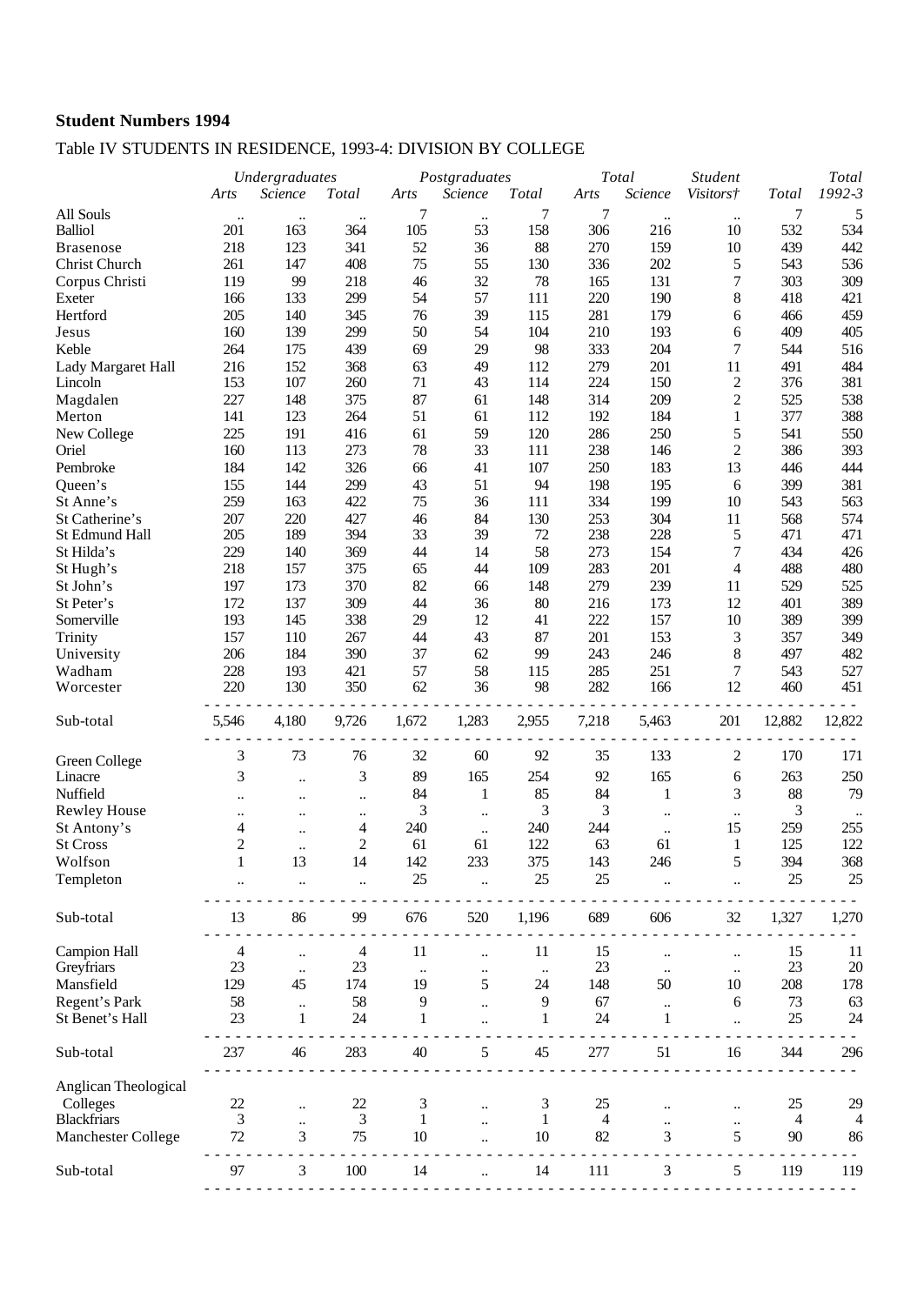**Student Numbers 1994**

Table IV STUDENTS IN RESIDENCE, 1993-4: DIVISION BY COLLEGE

| | *Undergraduates* | | | *Postgraduates* | | | *Total* | | *Student* | | *Total* |
|---|---|---|---|---|---|---|---|---|---|---|---|
| | *Arts* | *Science* | *Total* | *Arts* | *Science* | *Total* | *Arts* | *Science* | *Visitors†* | *Total* | *1992-3* |
| All Souls | .. | .. | .. | 7 | .. | 7 | 7 | .. | .. | 7 | 5 |
| Balliol | 201 | 163 | 364 | 105 | 53 | 158 | 306 | 216 | 10 | 532 | 534 |
| Brasenose | 218 | 123 | 341 | 52 | 36 | 88 | 270 | 159 | 10 | 439 | 442 |
| Christ Church | 261 | 147 | 408 | 75 | 55 | 130 | 336 | 202 | 5 | 543 | 536 |
| Corpus Christi | 119 | 99 | 218 | 46 | 32 | 78 | 165 | 131 | 7 | 303 | 309 |
| Exeter | 166 | 133 | 299 | 54 | 57 | 111 | 220 | 190 | 8 | 418 | 421 |
| Hertford | 205 | 140 | 345 | 76 | 39 | 115 | 281 | 179 | 6 | 466 | 459 |
| Jesus | 160 | 139 | 299 | 50 | 54 | 104 | 210 | 193 | 6 | 409 | 405 |
| Keble | 264 | 175 | 439 | 69 | 29 | 98 | 333 | 204 | 7 | 544 | 516 |
| Lady Margaret Hall | 216 | 152 | 368 | 63 | 49 | 112 | 279 | 201 | 11 | 491 | 484 |
| Lincoln | 153 | 107 | 260 | 71 | 43 | 114 | 224 | 150 | 2 | 376 | 381 |
| Magdalen | 227 | 148 | 375 | 87 | 61 | 148 | 314 | 209 | 2 | 525 | 538 |
| Merton | 141 | 123 | 264 | 51 | 61 | 112 | 192 | 184 | 1 | 377 | 388 |
| New College | 225 | 191 | 416 | 61 | 59 | 120 | 286 | 250 | 5 | 541 | 550 |
| Oriel | 160 | 113 | 273 | 78 | 33 | 111 | 238 | 146 | 2 | 386 | 393 |
| Pembroke | 184 | 142 | 326 | 66 | 41 | 107 | 250 | 183 | 13 | 446 | 444 |
| Queen's | 155 | 144 | 299 | 43 | 51 | 94 | 198 | 195 | 6 | 399 | 381 |
| St Anne's | 259 | 163 | 422 | 75 | 36 | 111 | 334 | 199 | 10 | 543 | 563 |
| St Catherine's | 207 | 220 | 427 | 46 | 84 | 130 | 253 | 304 | 11 | 568 | 574 |
| St Edmund Hall | 205 | 189 | 394 | 33 | 39 | 72 | 238 | 228 | 5 | 471 | 471 |
| St Hilda's | 229 | 140 | 369 | 44 | 14 | 58 | 273 | 154 | 7 | 434 | 426 |
| St Hugh's | 218 | 157 | 375 | 65 | 44 | 109 | 283 | 201 | 4 | 488 | 480 |
| St John's | 197 | 173 | 370 | 82 | 66 | 148 | 279 | 239 | 11 | 529 | 525 |
| St Peter's | 172 | 137 | 309 | 44 | 36 | 80 | 216 | 173 | 12 | 401 | 389 |
| Somerville | 193 | 145 | 338 | 29 | 12 | 41 | 222 | 157 | 10 | 389 | 399 |
| Trinity | 157 | 110 | 267 | 44 | 43 | 87 | 201 | 153 | 3 | 357 | 349 |
| University | 206 | 184 | 390 | 37 | 62 | 99 | 243 | 246 | 8 | 497 | 482 |
| Wadham | 228 | 193 | 421 | 57 | 58 | 115 | 285 | 251 | 7 | 543 | 527 |
| Worcester | 220 | 130 | 350 | 62 | 36 | 98 | 282 | 166 | 12 | 460 | 451 |
| Sub-total | 5,546 | 4,180 | 9,726 | 1,672 | 1,283 | 2,955 | 7,218 | 5,463 | 201 | 12,882 | 12,822 |
| Green College | 3 | 73 | 76 | 32 | 60 | 92 | 35 | 133 | 2 | 170 | 171 |
| Linacre | 3 | .. | 3 | 89 | 165 | 254 | 92 | 165 | 6 | 263 | 250 |
| Nuffield | .. | .. | .. | 84 | 1 | 85 | 84 | 1 | 3 | 88 | 79 |
| Rewley House | .. | .. | .. | 3 | .. | 3 | 3 | .. | .. | 3 | .. |
| St Antony's | 4 | .. | 4 | 240 | .. | 240 | 244 | .. | 15 | 259 | 255 |
| St Cross | 2 | .. | 2 | 61 | 61 | 122 | 63 | 61 | 1 | 125 | 122 |
| Wolfson | 1 | 13 | 14 | 142 | 233 | 375 | 143 | 246 | 5 | 394 | 368 |
| Templeton | .. | .. | .. | 25 | .. | 25 | 25 | .. | .. | 25 | 25 |
| Sub-total | 13 | 86 | 99 | 676 | 520 | 1,196 | 689 | 606 | 32 | 1,327 | 1,270 |
| Campion Hall | 4 | .. | 4 | 11 | .. | 11 | 15 | .. | .. | 15 | 11 |
| Greyfriars | 23 | .. | 23 | .. | .. | .. | 23 | .. | .. | 23 | 20 |
| Mansfield | 129 | 45 | 174 | 19 | 5 | 24 | 148 | 50 | 10 | 208 | 178 |
| Regent's Park | 58 | .. | 58 | 9 | .. | 9 | 67 | .. | 6 | 73 | 63 |
| St Benet's Hall | 23 | 1 | 24 | 1 | .. | 1 | 24 | 1 | .. | 25 | 24 |
| Sub-total | 237 | 46 | 283 | 40 | 5 | 45 | 277 | 51 | 16 | 344 | 296 |
| Anglican Theological Colleges | 22 | .. | 22 | 3 | .. | 3 | 25 | .. | .. | 25 | 29 |
| Blackfriars | 3 | .. | 3 | 1 | .. | 1 | 4 | .. | .. | 4 | 4 |
| Manchester College | 72 | 3 | 75 | 10 | .. | 10 | 82 | 3 | 5 | 90 | 86 |
| Sub-total | 97 | 3 | 100 | 14 | .. | 14 | 111 | 3 | 5 | 119 | 119 |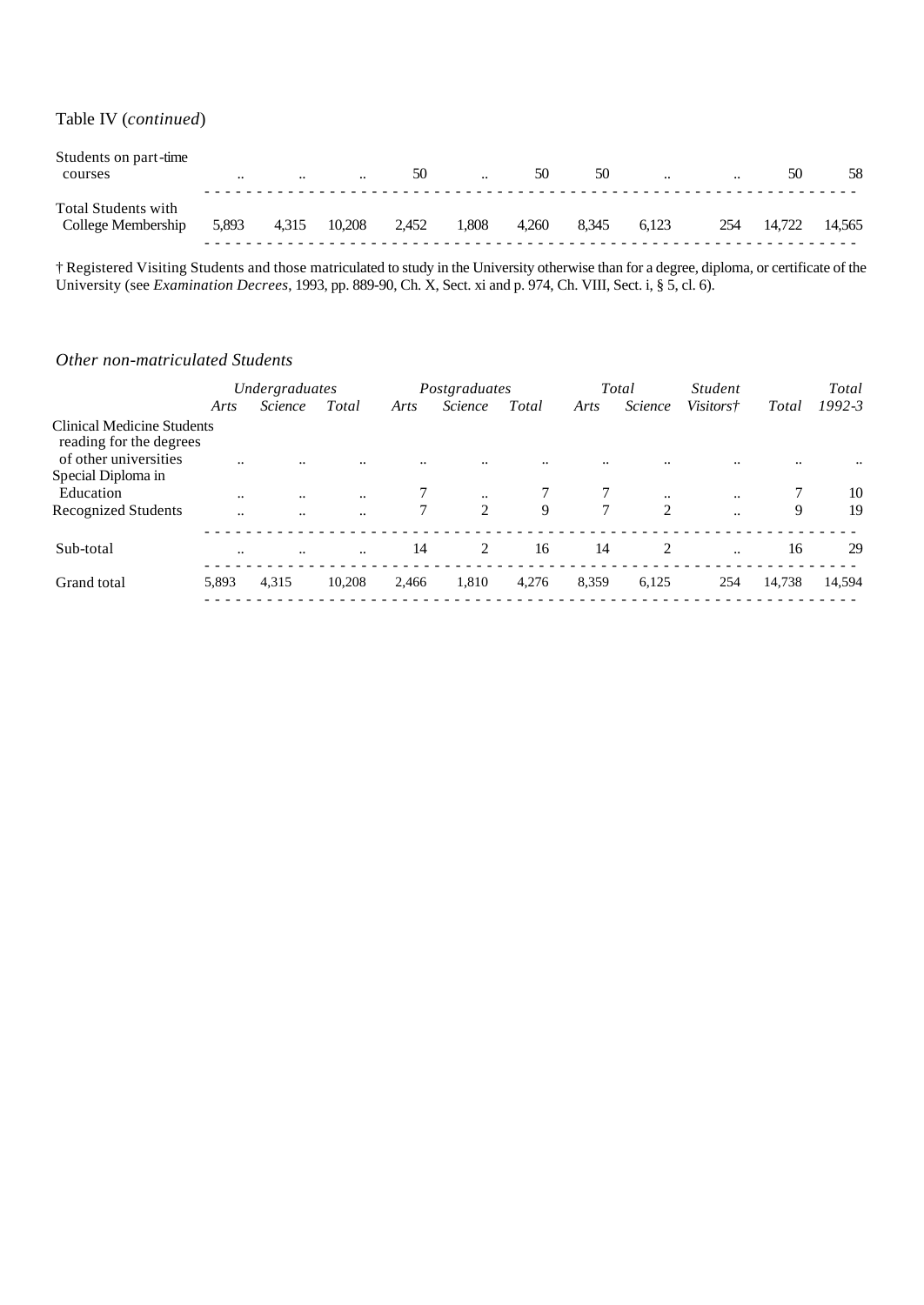Table IV (*continued*)

| | | | | | | | | | | | |
|---|---|---|---|---|---|---|---|---|---|---|---|
| Students on part-time courses | .. | .. | .. | 50 | .. | 50 | 50 | .. | .. | 50 | 58 |
| Total Students with College Membership | 5,893 | 4,315 | 10,208 | 2,452 | 1,808 | 4,260 | 8,345 | 6,123 | 254 | 14,722 | 14,565 |

† Registered Visiting Students and those matriculated to study in the University otherwise than for a degree, diploma, or certificate of the University (see *Examination Decrees*, 1993, pp. 889-90, Ch. X, Sect. xi and p. 974, Ch. VIII, Sect. i, § 5, cl. 6).

*Other non-matriculated Students*

| | *Undergraduates* | | | *Postgraduates* | | | *Total* | | *Student* | | *Total* |
|---|---|---|---|---|---|---|---|---|---|---|---|
| | *Arts* | *Science* | *Total* | *Arts* | *Science* | *Total* | *Arts* | *Science* | *Visitors†* | *Total* | *1992-3* |
| Clinical Medicine Students reading for the degrees of other universities | .. | .. | .. | .. | .. | .. | .. | .. | .. | .. | .. |
| Special Diploma in Education | .. | .. | .. | 7 | .. | 7 | 7 | .. | .. | 7 | 10 |
| Recognized Students | .. | .. | .. | 7 | 2 | 9 | 7 | 2 | .. | 9 | 19 |
| Sub-total | .. | .. | .. | 14 | 2 | 16 | 14 | 2 | .. | 16 | 29 |
| Grand total | 5,893 | 4,315 | 10,208 | 2,466 | 1,810 | 4,276 | 8,359 | 6,125 | 254 | 14,738 | 14,594 |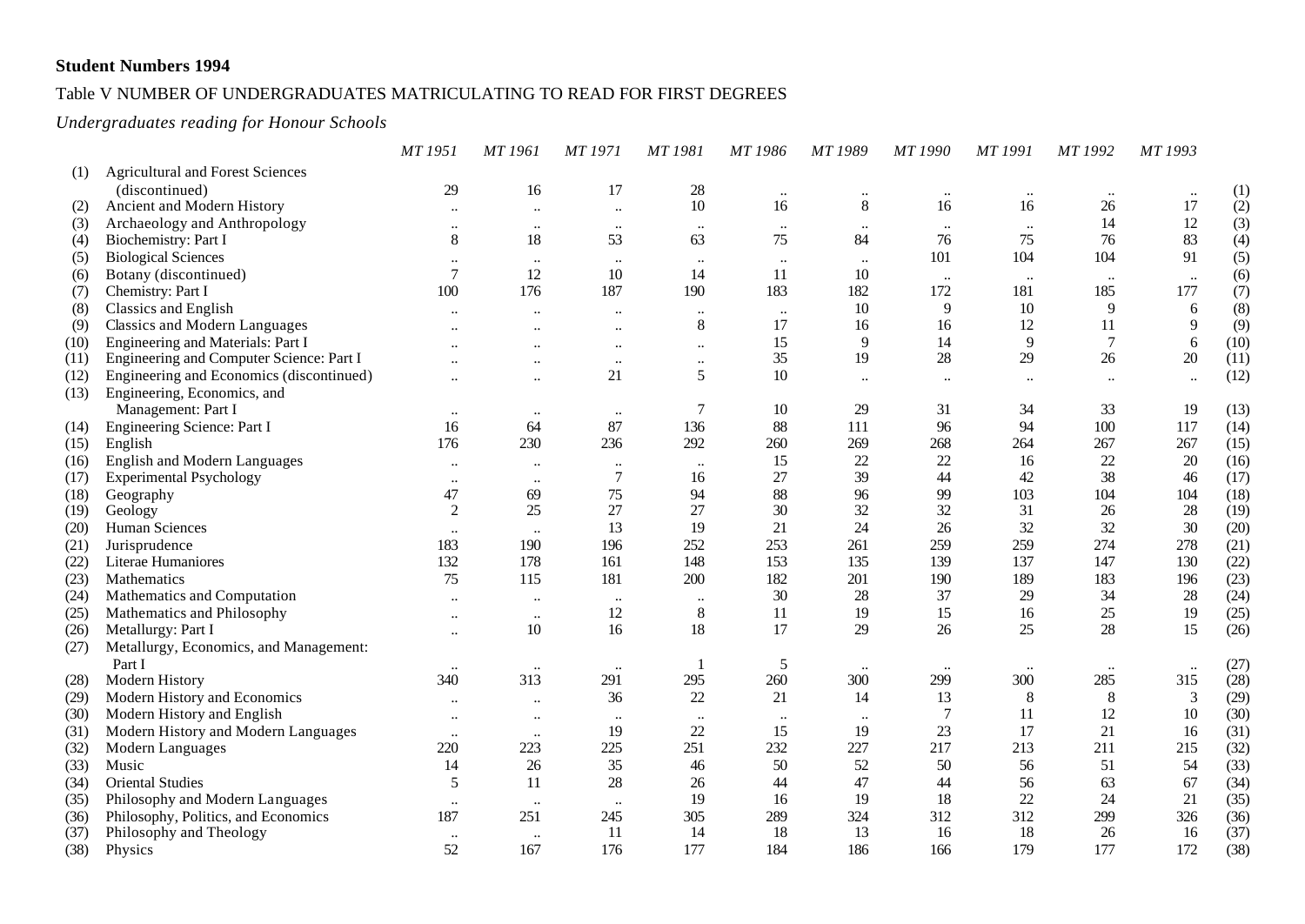**Student Numbers 1994**

Table V NUMBER OF UNDERGRADUATES MATRICULATING TO READ FOR FIRST DEGREES

*Undergraduates reading for Honour Schools*

| | | *MT 1951* | *MT 1961* | *MT 1971* | *MT 1981* | *MT 1986* | *MT 1989* | *MT 1990* | *MT 1991* | *MT 1992* | *MT 1993* | |
|---|---|---|---|---|---|---|---|---|---|---|---|---|
| (1) | Agricultural and Forest Sciences (discontinued) | 29 | 16 | 17 | 28 | .. | .. | .. | .. | .. | .. | (1) |
| (2) | Ancient and Modern History | .. | .. | .. | 10 | 16 | 8 | 16 | 16 | 26 | 17 | (2) |
| (3) | Archaeology and Anthropology | .. | .. | .. | .. | .. | .. | .. | .. | 14 | 12 | (3) |
| (4) | Biochemistry: Part I | 8 | 18 | 53 | 63 | 75 | 84 | 76 | 75 | 76 | 83 | (4) |
| (5) | Biological Sciences | .. | .. | .. | .. | .. | .. | 101 | 104 | 104 | 91 | (5) |
| (6) | Botany (discontinued) | 7 | 12 | 10 | 14 | 11 | 10 | .. | .. | .. | .. | (6) |
| (7) | Chemistry: Part I | 100 | 176 | 187 | 190 | 183 | 182 | 172 | 181 | 185 | 177 | (7) |
| (8) | Classics and English | .. | .. | .. | .. | .. | 10 | 9 | 10 | 9 | 6 | (8) |
| (9) | Classics and Modern Languages | .. | .. | .. | 8 | 17 | 16 | 16 | 12 | 11 | 9 | (9) |
| (10) | Engineering and Materials: Part I | .. | .. | .. | .. | 15 | 9 | 14 | 9 | 7 | 6 | (10) |
| (11) | Engineering and Computer Science: Part I | .. | .. | .. | .. | 35 | 19 | 28 | 29 | 26 | 20 | (11) |
| (12) | Engineering and Economics (discontinued) | .. | .. | 21 | 5 | 10 | .. | .. | .. | .. | .. | (12) |
| (13) | Engineering, Economics, and Management: Part I | .. | .. | .. | 7 | 10 | 29 | 31 | 34 | 33 | 19 | (13) |
| (14) | Engineering Science: Part I | 16 | 64 | 87 | 136 | 88 | 111 | 96 | 94 | 100 | 117 | (14) |
| (15) | English | 176 | 230 | 236 | 292 | 260 | 269 | 268 | 264 | 267 | 267 | (15) |
| (16) | English and Modern Languages | .. | .. | .. | .. | 15 | 22 | 22 | 16 | 22 | 20 | (16) |
| (17) | Experimental Psychology | .. | .. | 7 | 16 | 27 | 39 | 44 | 42 | 38 | 46 | (17) |
| (18) | Geography | 47 | 69 | 75 | 94 | 88 | 96 | 99 | 103 | 104 | 104 | (18) |
| (19) | Geology | 2 | 25 | 27 | 27 | 30 | 32 | 32 | 31 | 26 | 28 | (19) |
| (20) | Human Sciences | .. | .. | 13 | 19 | 21 | 24 | 26 | 32 | 32 | 30 | (20) |
| (21) | Jurisprudence | 183 | 190 | 196 | 252 | 253 | 261 | 259 | 259 | 274 | 278 | (21) |
| (22) | Literae Humaniores | 132 | 178 | 161 | 148 | 153 | 135 | 139 | 137 | 147 | 130 | (22) |
| (23) | Mathematics | 75 | 115 | 181 | 200 | 182 | 201 | 190 | 189 | 183 | 196 | (23) |
| (24) | Mathematics and Computation | .. | .. | .. | .. | 30 | 28 | 37 | 29 | 34 | 28 | (24) |
| (25) | Mathematics and Philosophy | .. | .. | 12 | 8 | 11 | 19 | 15 | 16 | 25 | 19 | (25) |
| (26) | Metallurgy: Part I | .. | 10 | 16 | 18 | 17 | 29 | 26 | 25 | 28 | 15 | (26) |
| (27) | Metallurgy, Economics, and Management: Part I | .. | .. | .. | 1 | 5 | .. | .. | .. | .. | .. | (27) |
| (28) | Modern History | 340 | 313 | 291 | 295 | 260 | 300 | 299 | 300 | 285 | 315 | (28) |
| (29) | Modern History and Economics | .. | .. | 36 | 22 | 21 | 14 | 13 | 8 | 8 | 3 | (29) |
| (30) | Modern History and English | .. | .. | .. | .. | .. | .. | 7 | 11 | 12 | 10 | (30) |
| (31) | Modern History and Modern Languages | .. | .. | 19 | 22 | 15 | 19 | 23 | 17 | 21 | 16 | (31) |
| (32) | Modern Languages | 220 | 223 | 225 | 251 | 232 | 227 | 217 | 213 | 211 | 215 | (32) |
| (33) | Music | 14 | 26 | 35 | 46 | 50 | 52 | 50 | 56 | 51 | 54 | (33) |
| (34) | Oriental Studies | 5 | 11 | 28 | 26 | 44 | 47 | 44 | 56 | 63 | 67 | (34) |
| (35) | Philosophy and Modern Languages | .. | .. | .. | 19 | 16 | 19 | 18 | 22 | 24 | 21 | (35) |
| (36) | Philosophy, Politics, and Economics | 187 | 251 | 245 | 305 | 289 | 324 | 312 | 312 | 299 | 326 | (36) |
| (37) | Philosophy and Theology | .. | .. | 11 | 14 | 18 | 13 | 16 | 18 | 26 | 16 | (37) |
| (38) | Physics | 52 | 167 | 176 | 177 | 184 | 186 | 166 | 179 | 177 | 172 | (38) |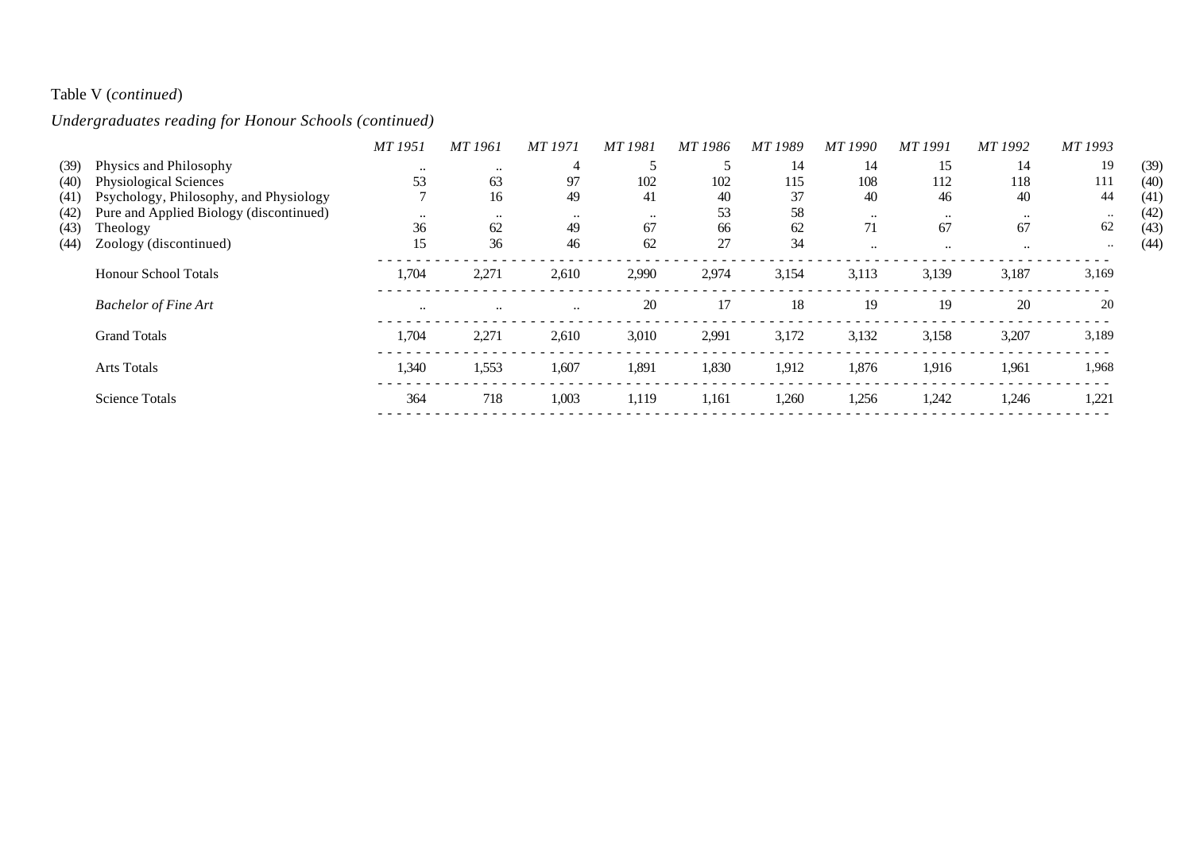Table V (*continued*)

*Undergraduates reading for Honour Schools (continued)*

| | | *MT 1951* | *MT 1961* | *MT 1971* | *MT 1981* | *MT 1986* | *MT 1989* | *MT 1990* | *MT 1991* | *MT 1992* | *MT 1993* | |
|---|---|---|---|---|---|---|---|---|---|---|---|---|
| (39) | Physics and Philosophy | .. | .. | 4 | 5 | 5 | 14 | 14 | 15 | 14 | 19 | (39) |
| (40) | Physiological Sciences | 53 | 63 | 97 | 102 | 102 | 115 | 108 | 112 | 118 | 111 | (40) |
| (41) | Psychology, Philosophy, and Physiology | 7 | 16 | 49 | 41 | 40 | 37 | 40 | 46 | 40 | 44 | (41) |
| (42) | Pure and Applied Biology (discontinued) | .. | .. | .. | .. | 53 | 58 | .. | .. | .. | .. | (42) |
| (43) | Theology | 36 | 62 | 49 | 67 | 66 | 62 | 71 | 67 | 67 | 62 | (43) |
| (44) | Zoology (discontinued) | 15 | 36 | 46 | 62 | 27 | 34 | .. | .. | .. | .. | (44) |
| | Honour School Totals | 1,704 | 2,271 | 2,610 | 2,990 | 2,974 | 3,154 | 3,113 | 3,139 | 3,187 | 3,169 | |
| | *Bachelor of Fine Art* | .. | .. | .. | 20 | 17 | 18 | 19 | 19 | 20 | 20 | |
| | Grand Totals | 1,704 | 2,271 | 2,610 | 3,010 | 2,991 | 3,172 | 3,132 | 3,158 | 3,207 | 3,189 | |
| | Arts Totals | 1,340 | 1,553 | 1,607 | 1,891 | 1,830 | 1,912 | 1,876 | 1,916 | 1,961 | 1,968 | |
| | Science Totals | 364 | 718 | 1,003 | 1,119 | 1,161 | 1,260 | 1,256 | 1,242 | 1,246 | 1,221 | |